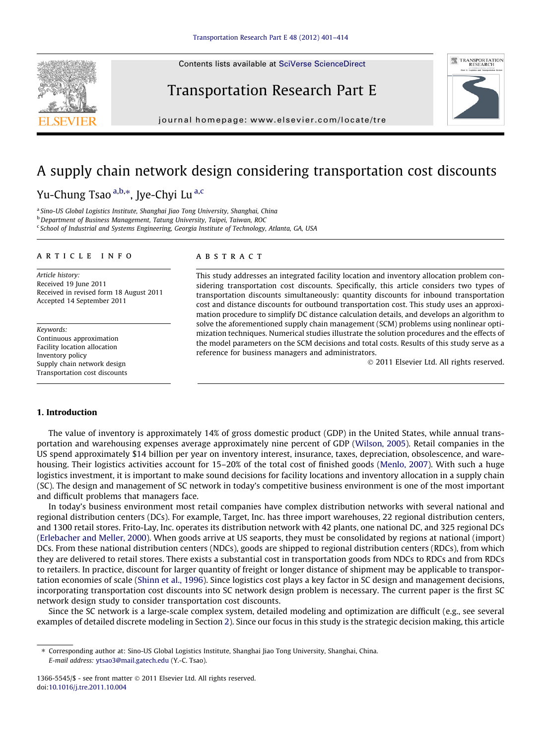# A supply chain network design considering transportation cost discounts

Yu-Chung Tsao [a,b,*], Jye-Chyi Lu [a,c]

[a] Sino-US Global Logistics Institute, Shanghai Jiao Tong University, Shanghai, China
[b] Department of Business Management, Tatung University, Taipei, Taiwan, ROC
[c] School of Industrial and Systems Engineering, Georgia Institute of Technology, Atlanta, GA, USA

## ARTICLE INFO

*Article history:*
Received 19 June 2011
Received in revised form 18 August 2011
Accepted 14 September 2011

*Keywords:*
Continuous approximation
Facility location allocation
Inventory policy
Supply chain network design
Transportation cost discounts

## ABSTRACT

This study addresses an integrated facility location and inventory allocation problem considering transportation cost discounts. Specifically, this article considers two types of transportation discounts simultaneously: quantity discounts for inbound transportation cost and distance discounts for outbound transportation cost. This study uses an approximation procedure to simplify DC distance calculation details, and develops an algorithm to solve the aforementioned supply chain management (SCM) problems using nonlinear optimization techniques. Numerical studies illustrate the solution procedures and the effects of the model parameters on the SCM decisions and total costs. Results of this study serve as a reference for business managers and administrators.

© 2011 Elsevier Ltd. All rights reserved.

## 1. Introduction

The value of inventory is approximately 14% of gross domestic product (GDP) in the United States, while annual transportation and warehousing expenses average approximately nine percent of GDP (Wilson, 2005). Retail companies in the US spend approximately $14 billion per year on inventory interest, insurance, taxes, depreciation, obsolescence, and warehousing. Their logistics activities account for 15–20% of the total cost of finished goods (Menlo, 2007). With such a huge logistics investment, it is important to make sound decisions for facility locations and inventory allocation in a supply chain (SC). The design and management of SC network in today's competitive business environment is one of the most important and difficult problems that managers face.

In today's business environment most retail companies have complex distribution networks with several national and regional distribution centers (DCs). For example, Target, Inc. has three import warehouses, 22 regional distribution centers, and 1300 retail stores. Frito-Lay, Inc. operates its distribution network with 42 plants, one national DC, and 325 regional DCs (Erlebacher and Meller, 2000). When goods arrive at US seaports, they must be consolidated by regions at national (import) DCs. From these national distribution centers (NDCs), goods are shipped to regional distribution centers (RDCs), from which they are delivered to retail stores. There exists a substantial cost in transportation goods from NDCs to RDCs and from RDCs to retailers. In practice, discount for larger quantity of freight or longer distance of shipment may be applicable to transportation economies of scale (Shinn et al., 1996). Since logistics cost plays a key factor in SC design and management decisions, incorporating transportation cost discounts into SC network design problem is necessary. The current paper is the first SC network design study to consider transportation cost discounts.

Since the SC network is a large-scale complex system, detailed modeling and optimization are difficult (e.g., see several examples of detailed discrete modeling in Section 2). Since our focus in this study is the strategic decision making, this article

---

* Corresponding author at: Sino-US Global Logistics Institute, Shanghai Jiao Tong University, Shanghai, China.
*E-mail address:* ytsao3@mail.gatech.edu (Y.-C. Tsao).

1366-5545/$ - see front matter © 2011 Elsevier Ltd. All rights reserved.
doi:10.1016/j.tre.2011.10.004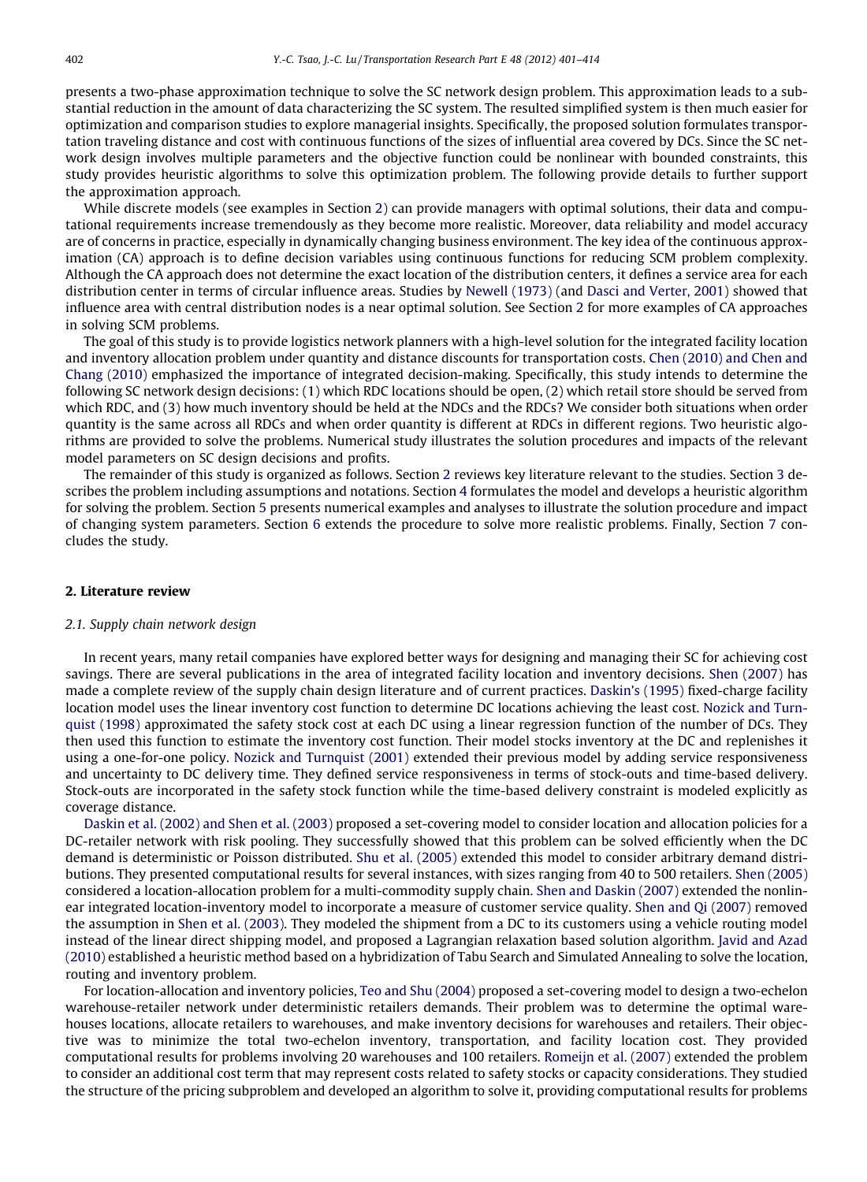presents a two-phase approximation technique to solve the SC network design problem. This approximation leads to a substantial reduction in the amount of data characterizing the SC system. The resulted simplified system is then much easier for optimization and comparison studies to explore managerial insights. Specifically, the proposed solution formulates transportation traveling distance and cost with continuous functions of the sizes of influential area covered by DCs. Since the SC network design involves multiple parameters and the objective function could be nonlinear with bounded constraints, this study provides heuristic algorithms to solve this optimization problem. The following provide details to further support the approximation approach.

While discrete models (see examples in Section 2) can provide managers with optimal solutions, their data and computational requirements increase tremendously as they become more realistic. Moreover, data reliability and model accuracy are of concerns in practice, especially in dynamically changing business environment. The key idea of the continuous approximation (CA) approach is to define decision variables using continuous functions for reducing SCM problem complexity. Although the CA approach does not determine the exact location of the distribution centers, it defines a service area for each distribution center in terms of circular influence areas. Studies by Newell (1973) (and Dasci and Verter, 2001) showed that influence area with central distribution nodes is a near optimal solution. See Section 2 for more examples of CA approaches in solving SCM problems.

The goal of this study is to provide logistics network planners with a high-level solution for the integrated facility location and inventory allocation problem under quantity and distance discounts for transportation costs. Chen (2010) and Chen and Chang (2010) emphasized the importance of integrated decision-making. Specifically, this study intends to determine the following SC network design decisions: (1) which RDC locations should be open, (2) which retail store should be served from which RDC, and (3) how much inventory should be held at the NDCs and the RDCs? We consider both situations when order quantity is the same across all RDCs and when order quantity is different at RDCs in different regions. Two heuristic algorithms are provided to solve the problems. Numerical study illustrates the solution procedures and impacts of the relevant model parameters on SC design decisions and profits.

The remainder of this study is organized as follows. Section 2 reviews key literature relevant to the studies. Section 3 describes the problem including assumptions and notations. Section 4 formulates the model and develops a heuristic algorithm for solving the problem. Section 5 presents numerical examples and analyses to illustrate the solution procedure and impact of changing system parameters. Section 6 extends the procedure to solve more realistic problems. Finally, Section 7 concludes the study.

## 2. Literature review

### 2.1. Supply chain network design

In recent years, many retail companies have explored better ways for designing and managing their SC for achieving cost savings. There are several publications in the area of integrated facility location and inventory decisions. Shen (2007) has made a complete review of the supply chain design literature and of current practices. Daskin's (1995) fixed-charge facility location model uses the linear inventory cost function to determine DC locations achieving the least cost. Nozick and Turnquist (1998) approximated the safety stock cost at each DC using a linear regression function of the number of DCs. They then used this function to estimate the inventory cost function. Their model stocks inventory at the DC and replenishes it using a one-for-one policy. Nozick and Turnquist (2001) extended their previous model by adding service responsiveness and uncertainty to DC delivery time. They defined service responsiveness in terms of stock-outs and time-based delivery. Stock-outs are incorporated in the safety stock function while the time-based delivery constraint is modeled explicitly as coverage distance.

Daskin et al. (2002) and Shen et al. (2003) proposed a set-covering model to consider location and allocation policies for a DC-retailer network with risk pooling. They successfully showed that this problem can be solved efficiently when the DC demand is deterministic or Poisson distributed. Shu et al. (2005) extended this model to consider arbitrary demand distributions. They presented computational results for several instances, with sizes ranging from 40 to 500 retailers. Shen (2005) considered a location-allocation problem for a multi-commodity supply chain. Shen and Daskin (2007) extended the nonlinear integrated location-inventory model to incorporate a measure of customer service quality. Shen and Qi (2007) removed the assumption in Shen et al. (2003). They modeled the shipment from a DC to its customers using a vehicle routing model instead of the linear direct shipping model, and proposed a Lagrangian relaxation based solution algorithm. Javid and Azad (2010) established a heuristic method based on a hybridization of Tabu Search and Simulated Annealing to solve the location, routing and inventory problem.

For location-allocation and inventory policies, Teo and Shu (2004) proposed a set-covering model to design a two-echelon warehouse-retailer network under deterministic retailers demands. Their problem was to determine the optimal warehouses locations, allocate retailers to warehouses, and make inventory decisions for warehouses and retailers. Their objective was to minimize the total two-echelon inventory, transportation, and facility location cost. They provided computational results for problems involving 20 warehouses and 100 retailers. Romeijn et al. (2007) extended the problem to consider an additional cost term that may represent costs related to safety stocks or capacity considerations. They studied the structure of the pricing subproblem and developed an algorithm to solve it, providing computational results for problems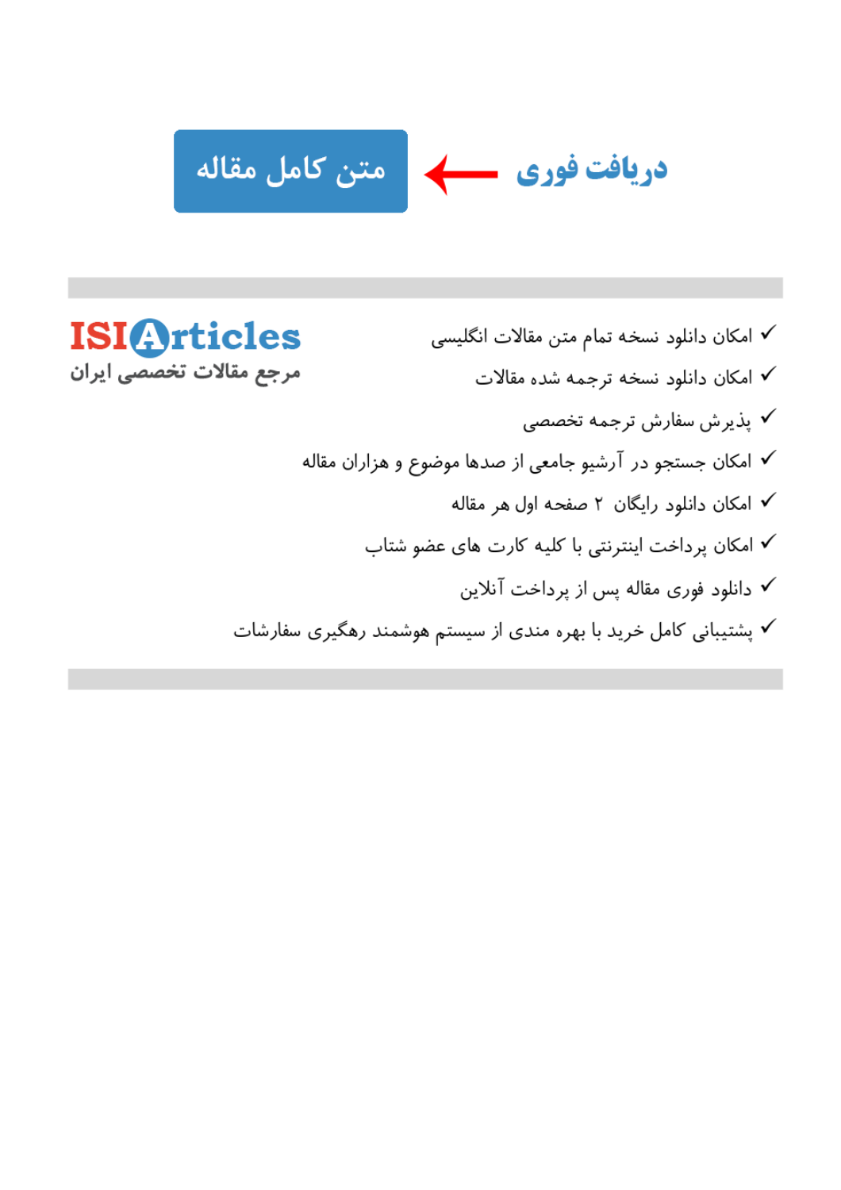**متن کامل مقاله** ← **دریافت فوری**

---

**ISIArticles**

مرجع مقالات تخصصی ایران

- ✓ امکان دانلود نسخه تمام متن مقالات انگلیسی
- ✓ امکان دانلود نسخه ترجمه شده مقالات
- ✓ پذیرش سفارش ترجمه تخصصی
- ✓ امکان جستجو در آرشیو جامعی از صدها موضوع و هزاران مقاله
- ✓ امکان دانلود رایگان ۲ صفحه اول هر مقاله
- ✓ امکان پرداخت اینترنتی با کلیه کارت های عضو شتاب
- ✓ دانلود فوری مقاله پس از پرداخت آنلاین
- ✓ پشتیبانی کامل خرید با بهره مندی از سیستم هوشمند رهگیری سفارشات

---